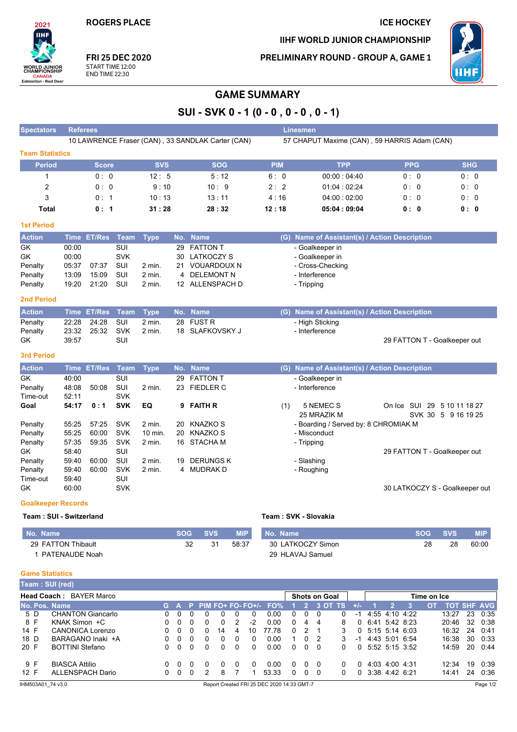ROGERS PLACE

FRI 25 DEC 2020
START TIME 12:00
END TIME 22:30

ICE HOCKEY

IIHF WORLD JUNIOR CHAMPIONSHIP

PRELIMINARY ROUND - GROUP A, GAME 1

# GAME SUMMARY

## SUI - SVK 0 - 1 (0 - 0 , 0 - 0 , 0 - 1)

| Spectators | Referees | Linesmen |
|---|---|---|
| | 10 LAWRENCE Fraser (CAN) , 33 SANDLAK Carter (CAN) | 57 CHAPUT Maxime (CAN) , 59 HARRIS Adam (CAN) |

### Team Statistics

| Period | Score | SVS | SOG | PIM | TPP | PPG | SHG |
|---|---|---|---|---|---|---|---|
| 1 | 0 : 0 | 12 : 5 | 5 : 12 | 6 : 0 | 00:00 : 04:40 | 0 : 0 | 0 : 0 |
| 2 | 0 : 0 | 9 : 10 | 10 : 9 | 2 : 2 | 01:04 : 02:24 | 0 : 0 | 0 : 0 |
| 3 | 0 : 1 | 10 : 13 | 13 : 11 | 4 : 16 | 04:00 : 02:00 | 0 : 0 | 0 : 0 |
| **Total** | **0 : 1** | **31 : 28** | **28 : 32** | **12 : 18** | **05:04 : 09:04** | **0 : 0** | **0 : 0** |

### 1st Period

| Action | Time | ET/Res | Team | Type | No. | Name | (G) | Name of Assistant(s) / Action Description |
|---|---|---|---|---|---|---|---|---|
| GK | 00:00 | | SUI | | 29 | FATTON T | | - Goalkeeper in |
| GK | 00:00 | | SVK | | 30 | LATKOCZY S | | - Goalkeeper in |
| Penalty | 05:37 | 07:37 | SUI | 2 min. | 21 | VOUARDOUX N | | - Cross-Checking |
| Penalty | 13:09 | 15:09 | SUI | 2 min. | 4 | DELEMONT N | | - Interference |
| Penalty | 19:20 | 21:20 | SUI | 2 min. | 12 | ALLENSPACH D | | - Tripping |

### 2nd Period

| Action | Time | ET/Res | Team | Type | No. | Name | (G) | Name of Assistant(s) / Action Description |
|---|---|---|---|---|---|---|---|---|
| Penalty | 22:28 | 24:28 | SUI | 2 min. | 28 | FUST R | | - High Sticking |
| Penalty | 23:32 | 25:32 | SVK | 2 min. | 18 | SLAFKOVSKY J | | - Interference |
| GK | 39:57 | | SUI | | | | | 29 FATTON T - Goalkeeper out |

### 3rd Period

| Action | Time | ET/Res | Team | Type | No. | Name | (G) | Name of Assistant(s) / Action Description |
|---|---|---|---|---|---|---|---|---|
| GK | 40:00 | | SUI | | 29 | FATTON T | | - Goalkeeper in |
| Penalty | 48:08 | 50:08 | SUI | 2 min. | 23 | FIEDLER C | | - Interference |
| Time-out | 52:11 | | SVK | | | | | |
| **Goal** | **54:17** | **0 : 1** | **SVK** | **EQ** | **9** | **FAITH R** | (1) | 5 NEMEC S, 25 MRAZIK M — On Ice SUI 29 5 10 11 18 27; SVK 30 5 9 16 19 25 |
| Penalty | 55:25 | 57:25 | SVK | 2 min. | 20 | KNAZKO S | | - Boarding / Served by: 8 CHROMIAK M |
| Penalty | 55:25 | 60:00 | SVK | 10 min. | 20 | KNAZKO S | | - Misconduct |
| Penalty | 57:35 | 59:35 | SVK | 2 min. | 16 | STACHA M | | - Tripping |
| GK | 58:40 | | SUI | | | | | 29 FATTON T - Goalkeeper out |
| Penalty | 59:40 | 60:00 | SUI | 2 min. | 19 | DERUNGS K | | - Slashing |
| Penalty | 59:40 | 60:00 | SVK | 2 min. | 4 | MUDRAK D | | - Roughing |
| Time-out | 59:40 | | SUI | | | | | |
| GK | 60:00 | | SVK | | | | | 30 LATKOCZY S - Goalkeeper out |

### Goalkeeper Records

**Team : SUI - Switzerland**

| No. Name | SOG | SVS | MIP |
|---|---|---|---|
| 29 FATTON Thibault | 32 | 31 | 58:37 |
| 1 PATENAUDE Noah | | | |

**Team : SVK - Slovakia**

| No. Name | SOG | SVS | MIP |
|---|---|---|---|
| 30 LATKOCZY Simon | 28 | 28 | 60:00 |
| 29 HLAVAJ Samuel | | | |

### Game Statistics

**Team : SUI (red)**

Head Coach : BAYER Marco

| No. | Pos. | Name | G | A | P | PIM | FO+ | FO- | FO+/- | FO% | SOG 1 | SOG 2 | SOG 3 | SOG OT | SOG TS | +/- | TOI 1 | TOI 2 | TOI 3 | TOI OT | TOT | SHF | AVG |
|---|---|---|---|---|---|---|---|---|---|---|---|---|---|---|---|---|---|---|---|---|---|---|---|
| 5 | D | CHANTON Giancarlo | 0 | 0 | 0 | 0 | 0 | 0 | 0 | 0.00 | 0 | 0 | 0 | | 0 | -1 | 4:55 | 4:10 | 4:22 | | 13:27 | 23 | 0:35 |
| 8 | F | KNAK Simon +C | 0 | 0 | 0 | 0 | 0 | 2 | -2 | 0.00 | 0 | 4 | 4 | | 8 | 0 | 6:41 | 5:42 | 8:23 | | 20:46 | 32 | 0:38 |
| 14 | F | CANONICA Lorenzo | 0 | 0 | 0 | 0 | 14 | 4 | 10 | 77.78 | 0 | 2 | 1 | | 3 | 0 | 5:15 | 5:14 | 6:03 | | 16:32 | 24 | 0:41 |
| 18 | D | BARAGANO Inaki +A | 0 | 0 | 0 | 0 | 0 | 0 | 0 | 0.00 | 1 | 0 | 2 | | 3 | -1 | 4:43 | 5:01 | 6:54 | | 16:38 | 30 | 0:33 |
| 20 | F | BOTTINI Stefano | 0 | 0 | 0 | 0 | 0 | 0 | 0 | 0.00 | 0 | 0 | 0 | | 0 | 0 | 5:52 | 5:15 | 3:52 | | 14:59 | 20 | 0:44 |
| 9 | F | BIASCA Attilio | 0 | 0 | 0 | 0 | 0 | 0 | 0 | 0.00 | 0 | 0 | 0 | | 0 | 0 | 4:03 | 4:00 | 4:31 | | 12:34 | 19 | 0:39 |
| 12 | F | ALLENSPACH Dario | 0 | 0 | 0 | 2 | 8 | 7 | 1 | 53.33 | 0 | 0 | 0 | | 0 | 0 | 3:38 | 4:42 | 6:21 | | 14:41 | 24 | 0:36 |

IHM503A01_74 v3.0 Report Created FRI 25 DEC 2020 14:33 GMT-7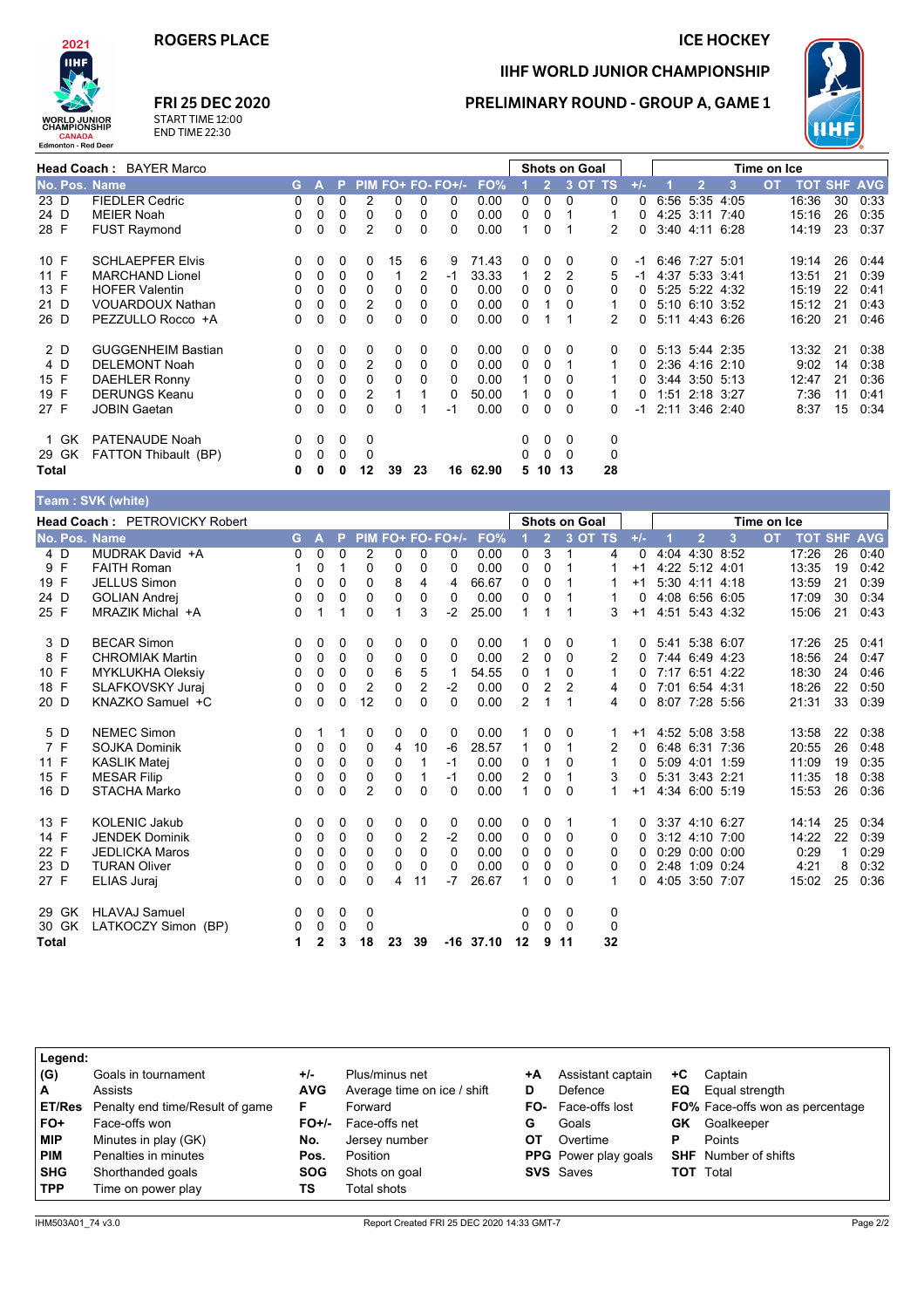ROGERS PLACE

ICE HOCKEY

IIHF WORLD JUNIOR CHAMPIONSHIP

**FRI 25 DEC 2020**
START TIME 12:00
END TIME 22:30

PRELIMINARY ROUND - GROUP A, GAME 1

**Head Coach :** BAYER Marco

| No. | Pos. | Name | G | A | P | PIM | FO+ | FO- | FO+/- | FO% | Shots on Goal 1 | 2 | 3 | OT | TS | +/- | Time on Ice 1 | 2 | 3 | OT | TOT | SHF | AVG |
|---|---|---|---|---|---|---|---|---|---|---|---|---|---|---|---|---|---|---|---|---|---|---|---|
| 23 | D | FIEDLER Cedric | 0 | 0 | 0 | 2 | 0 | 0 | 0 | 0.00 | 0 | 0 | 0 | | 0 | 0 | 6:56 | 5:35 | 4:05 | | 16:36 | 30 | 0:33 |
| 24 | D | MEIER Noah | 0 | 0 | 0 | 0 | 0 | 0 | 0 | 0.00 | 0 | 0 | 1 | | 1 | 0 | 4:25 | 3:11 | 7:40 | | 15:16 | 26 | 0:35 |
| 28 | F | FUST Raymond | 0 | 0 | 0 | 2 | 0 | 0 | 0 | 0.00 | 1 | 0 | 1 | | 2 | 0 | 3:40 | 4:11 | 6:28 | | 14:19 | 23 | 0:37 |
| 10 | F | SCHLAEPFER Elvis | 0 | 0 | 0 | 0 | 15 | 6 | 9 | 71.43 | 0 | 0 | 0 | | 0 | -1 | 6:46 | 7:27 | 5:01 | | 19:14 | 26 | 0:44 |
| 11 | F | MARCHAND Lionel | 0 | 0 | 0 | 0 | 1 | 2 | -1 | 33.33 | 1 | 2 | 2 | | 5 | -1 | 4:37 | 5:33 | 3:41 | | 13:51 | 21 | 0:39 |
| 13 | F | HOFER Valentin | 0 | 0 | 0 | 0 | 0 | 0 | 0 | 0.00 | 0 | 0 | 0 | | 0 | 0 | 5:25 | 5:22 | 4:32 | | 15:19 | 22 | 0:41 |
| 21 | D | VOUARDOUX Nathan | 0 | 0 | 0 | 2 | 0 | 0 | 0 | 0.00 | 0 | 1 | 0 | | 1 | 0 | 5:10 | 6:10 | 3:52 | | 15:12 | 21 | 0:43 |
| 26 | D | PEZZULLO Rocco +A | 0 | 0 | 0 | 0 | 0 | 0 | 0 | 0.00 | 0 | 1 | 1 | | 2 | 0 | 5:11 | 4:43 | 6:26 | | 16:20 | 21 | 0:46 |
| 2 | D | GUGGENHEIM Bastian | 0 | 0 | 0 | 0 | 0 | 0 | 0 | 0.00 | 0 | 0 | 0 | | 0 | 0 | 5:13 | 5:44 | 2:35 | | 13:32 | 21 | 0:38 |
| 4 | D | DELEMONT Noah | 0 | 0 | 0 | 2 | 0 | 0 | 0 | 0.00 | 0 | 0 | 1 | | 1 | 0 | 2:36 | 4:16 | 2:10 | | 9:02 | 14 | 0:38 |
| 15 | F | DAEHLER Ronny | 0 | 0 | 0 | 0 | 0 | 0 | 0 | 0.00 | 1 | 0 | 0 | | 1 | 0 | 3:44 | 3:50 | 5:13 | | 12:47 | 21 | 0:36 |
| 19 | F | DERUNGS Keanu | 0 | 0 | 0 | 2 | 1 | 1 | 0 | 50.00 | 1 | 0 | 0 | | 1 | 0 | 1:51 | 2:18 | 3:27 | | 7:36 | 11 | 0:41 |
| 27 | F | JOBIN Gaetan | 0 | 0 | 0 | 0 | 0 | 1 | -1 | 0.00 | 0 | 0 | 0 | | 0 | -1 | 2:11 | 3:46 | 2:40 | | 8:37 | 15 | 0:34 |
| 1 | GK | PATENAUDE Noah | 0 | 0 | 0 | 0 | | | | | 0 | 0 | 0 | | 0 | | | | | | | | |
| 29 | GK | FATTON Thibault (BP) | 0 | 0 | 0 | 0 | | | | | 0 | 0 | 0 | | 0 | | | | | | | | |
| **Total** | | | **0** | **0** | **0** | **12** | **39** | **23** | **16** | **62.90** | **5** | **10** | **13** | | **28** | | | | | | | | |

**Team : SVK (white)**

**Head Coach :** PETROVICKY Robert

| No. | Pos. | Name | G | A | P | PIM | FO+ | FO- | FO+/- | FO% | Shots on Goal 1 | 2 | 3 | OT | TS | +/- | Time on Ice 1 | 2 | 3 | OT | TOT | SHF | AVG |
|---|---|---|---|---|---|---|---|---|---|---|---|---|---|---|---|---|---|---|---|---|---|---|---|
| 4 | D | MUDRAK David +A | 0 | 0 | 0 | 2 | 0 | 0 | 0 | 0.00 | 0 | 3 | 1 | | 4 | 0 | 4:04 | 4:30 | 8:52 | | 17:26 | 26 | 0:40 |
| 9 | F | FAITH Roman | 1 | 0 | 1 | 0 | 0 | 0 | 0 | 0.00 | 0 | 0 | 1 | | 1 | +1 | 4:22 | 5:12 | 4:01 | | 13:35 | 19 | 0:42 |
| 19 | F | JELLUS Simon | 0 | 0 | 0 | 0 | 8 | 4 | 4 | 66.67 | 0 | 0 | 1 | | 1 | +1 | 5:30 | 4:11 | 4:18 | | 13:59 | 21 | 0:39 |
| 24 | D | GOLIAN Andrej | 0 | 0 | 0 | 0 | 0 | 0 | 0 | 0.00 | 0 | 0 | 1 | | 1 | 0 | 4:08 | 6:56 | 6:05 | | 17:09 | 30 | 0:34 |
| 25 | F | MRAZIK Michal +A | 0 | 1 | 1 | 0 | 1 | 3 | -2 | 25.00 | 1 | 1 | 1 | | 3 | +1 | 4:51 | 5:43 | 4:32 | | 15:06 | 21 | 0:43 |
| 3 | D | BECAR Simon | 0 | 0 | 0 | 0 | 0 | 0 | 0 | 0.00 | 1 | 0 | 0 | | 1 | 0 | 5:41 | 5:38 | 6:07 | | 17:26 | 25 | 0:41 |
| 8 | F | CHROMIAK Martin | 0 | 0 | 0 | 0 | 0 | 0 | 0 | 0.00 | 2 | 0 | 0 | | 2 | 0 | 7:44 | 6:49 | 4:23 | | 18:56 | 24 | 0:47 |
| 10 | F | MYKLUKHA Oleksiy | 0 | 0 | 0 | 0 | 6 | 5 | 1 | 54.55 | 0 | 1 | 0 | | 1 | 0 | 7:17 | 6:51 | 4:22 | | 18:30 | 24 | 0:46 |
| 18 | F | SLAFKOVSKY Juraj | 0 | 0 | 0 | 2 | 0 | 2 | -2 | 0.00 | 0 | 2 | 2 | | 4 | 0 | 7:01 | 6:54 | 4:31 | | 18:26 | 22 | 0:50 |
| 20 | D | KNAZKO Samuel +C | 0 | 0 | 0 | 12 | 0 | 0 | 0 | 0.00 | 2 | 1 | 1 | | 4 | 0 | 8:07 | 7:28 | 5:56 | | 21:31 | 33 | 0:39 |
| 5 | D | NEMEC Simon | 0 | 1 | 1 | 0 | 0 | 0 | 0 | 0.00 | 1 | 0 | 0 | | 1 | +1 | 4:52 | 5:08 | 3:58 | | 13:58 | 22 | 0:38 |
| 7 | F | SOJKA Dominik | 0 | 0 | 0 | 0 | 4 | 10 | -6 | 28.57 | 1 | 0 | 1 | | 2 | 0 | 6:48 | 6:31 | 7:36 | | 20:55 | 26 | 0:48 |
| 11 | F | KASLIK Matej | 0 | 0 | 0 | 0 | 0 | 1 | -1 | 0.00 | 0 | 1 | 0 | | 1 | 0 | 5:09 | 4:01 | 1:59 | | 11:09 | 19 | 0:35 |
| 15 | F | MESAR Filip | 0 | 0 | 0 | 0 | 0 | 1 | -1 | 0.00 | 2 | 0 | 1 | | 3 | 0 | 5:31 | 3:43 | 2:21 | | 11:35 | 18 | 0:38 |
| 16 | D | STACHA Marko | 0 | 0 | 0 | 2 | 0 | 0 | 0 | 0.00 | 1 | 0 | 0 | | 1 | +1 | 4:34 | 6:00 | 5:19 | | 15:53 | 26 | 0:36 |
| 13 | F | KOLENIC Jakub | 0 | 0 | 0 | 0 | 0 | 0 | 0 | 0.00 | 0 | 0 | 1 | | 1 | 0 | 3:37 | 4:10 | 6:27 | | 14:14 | 25 | 0:34 |
| 14 | F | JENDEK Dominik | 0 | 0 | 0 | 0 | 0 | 2 | -2 | 0.00 | 0 | 0 | 0 | | 0 | 0 | 3:12 | 4:10 | 7:00 | | 14:22 | 22 | 0:39 |
| 22 | F | JEDLICKA Maros | 0 | 0 | 0 | 0 | 0 | 0 | 0 | 0.00 | 0 | 0 | 0 | | 0 | 0 | 0:29 | 0:00 | 0:00 | | 0:29 | 1 | 0:29 |
| 23 | D | TURAN Oliver | 0 | 0 | 0 | 0 | 0 | 0 | 0 | 0.00 | 0 | 0 | 0 | | 0 | 0 | 2:48 | 1:09 | 0:24 | | 4:21 | 8 | 0:32 |
| 27 | F | ELIAS Juraj | 0 | 0 | 0 | 0 | 4 | 11 | -7 | 26.67 | 1 | 0 | 0 | | 1 | 0 | 4:05 | 3:50 | 7:07 | | 15:02 | 25 | 0:36 |
| 29 | GK | HLAVAJ Samuel | 0 | 0 | 0 | 0 | | | | | 0 | 0 | 0 | | 0 | | | | | | | | |
| 30 | GK | LATKOCZY Simon (BP) | 0 | 0 | 0 | 0 | | | | | 0 | 0 | 0 | | 0 | | | | | | | | |
| **Total** | | | **1** | **2** | **3** | **18** | **23** | **39** | **-16** | **37.10** | **12** | **9** | **11** | | **32** | | | | | | | | |

**Legend:**

| | | | | | | | |
|---|---|---|---|---|---|---|---|
| (G) | Goals in tournament | +/- | Plus/minus net | +A | Assistant captain | +C | Captain |
| A | Assists | AVG | Average time on ice / shift | D | Defence | EQ | Equal strength |
| ET/Res | Penalty end time/Result of game | F | Forward | FO- | Face-offs lost | FO% | Face-offs won as percentage |
| FO+ | Face-offs won | FO+/- | Face-offs net | G | Goals | GK | Goalkeeper |
| MIP | Minutes in play (GK) | No. | Jersey number | OT | Overtime | P | Points |
| PIM | Penalties in minutes | Pos. | Position | PPG | Power play goals | SHF | Number of shifts |
| SHG | Shorthanded goals | SOG | Shots on goal | SVS | Saves | TOT | Total |
| TPP | Time on power play | TS | Total shots | | | | |

IHM503A01_74 v3.0 Report Created FRI 25 DEC 2020 14:33 GMT-7